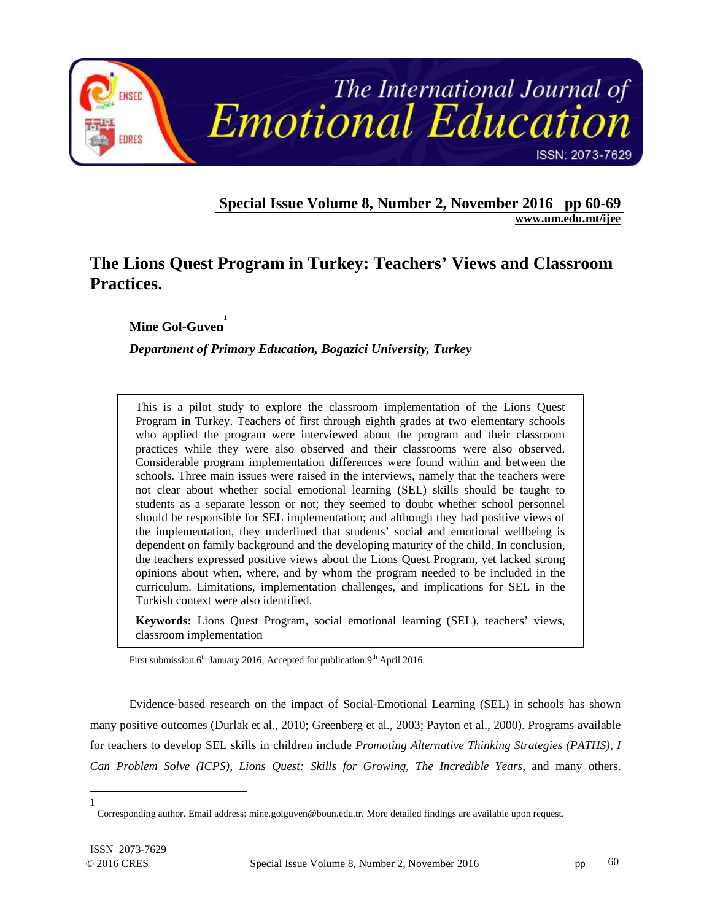# The Lions Quest Program in Turkey: Teachers' Views and Classroom Practices.

**Mine Gol-Guven**[1]

***Department of Primary Education, Bogazici University, Turkey***

This is a pilot study to explore the classroom implementation of the Lions Quest Program in Turkey. Teachers of first through eighth grades at two elementary schools who applied the program were interviewed about the program and their classroom practices while they were also observed and their classrooms were also observed. Considerable program implementation differences were found within and between the schools. Three main issues were raised in the interviews, namely that the teachers were not clear about whether social emotional learning (SEL) skills should be taught to students as a separate lesson or not; they seemed to doubt whether school personnel should be responsible for SEL implementation; and although they had positive views of the implementation, they underlined that students' social and emotional wellbeing is dependent on family background and the developing maturity of the child. In conclusion, the teachers expressed positive views about the Lions Quest Program, yet lacked strong opinions about when, where, and by whom the program needed to be included in the curriculum. Limitations, implementation challenges, and implications for SEL in the Turkish context were also identified.

**Keywords:** Lions Quest Program, social emotional learning (SEL), teachers' views, classroom implementation

First submission 6th January 2016; Accepted for publication 9th April 2016.

Evidence-based research on the impact of Social-Emotional Learning (SEL) in schools has shown many positive outcomes (Durlak et al., 2010; Greenberg et al., 2003; Payton et al., 2000). Programs available for teachers to develop SEL skills in children include *Promoting Alternative Thinking Strategies (PATHS), I Can Problem Solve (ICPS), Lions Quest: Skills for Growing, The Incredible Years*, and many others.

[1] Corresponding author. Email address: mine.golguven@boun.edu.tr. More detailed findings are available upon request.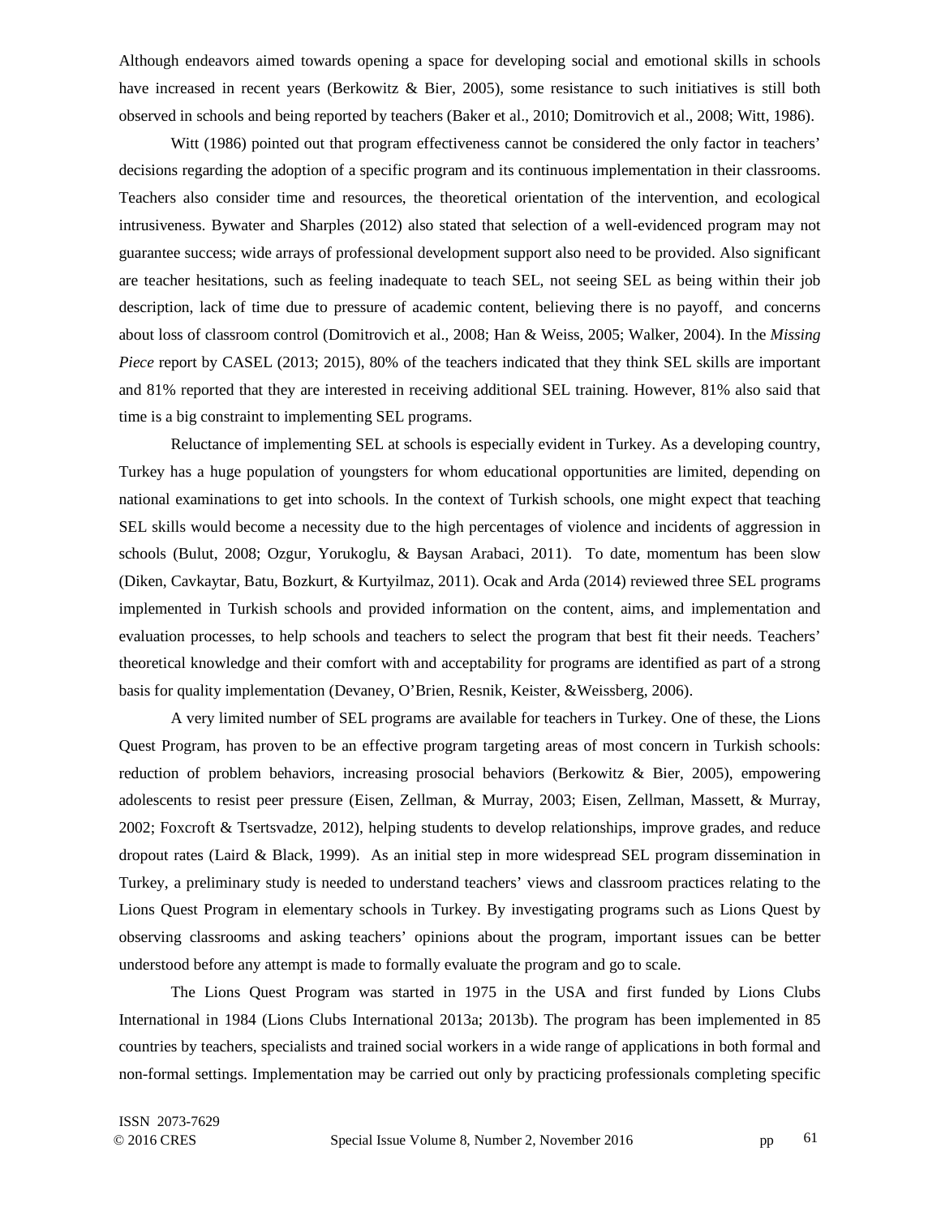Although endeavors aimed towards opening a space for developing social and emotional skills in schools have increased in recent years (Berkowitz & Bier, 2005), some resistance to such initiatives is still both observed in schools and being reported by teachers (Baker et al., 2010; Domitrovich et al., 2008; Witt, 1986).

Witt (1986) pointed out that program effectiveness cannot be considered the only factor in teachers' decisions regarding the adoption of a specific program and its continuous implementation in their classrooms. Teachers also consider time and resources, the theoretical orientation of the intervention, and ecological intrusiveness. Bywater and Sharples (2012) also stated that selection of a well-evidenced program may not guarantee success; wide arrays of professional development support also need to be provided. Also significant are teacher hesitations, such as feeling inadequate to teach SEL, not seeing SEL as being within their job description, lack of time due to pressure of academic content, believing there is no payoff, and concerns about loss of classroom control (Domitrovich et al., 2008; Han & Weiss, 2005; Walker, 2004). In the *Missing Piece* report by CASEL (2013; 2015), 80% of the teachers indicated that they think SEL skills are important and 81% reported that they are interested in receiving additional SEL training. However, 81% also said that time is a big constraint to implementing SEL programs.

Reluctance of implementing SEL at schools is especially evident in Turkey. As a developing country, Turkey has a huge population of youngsters for whom educational opportunities are limited, depending on national examinations to get into schools. In the context of Turkish schools, one might expect that teaching SEL skills would become a necessity due to the high percentages of violence and incidents of aggression in schools (Bulut, 2008; Ozgur, Yorukoglu, & Baysan Arabaci, 2011). To date, momentum has been slow (Diken, Cavkaytar, Batu, Bozkurt, & Kurtyilmaz, 2011). Ocak and Arda (2014) reviewed three SEL programs implemented in Turkish schools and provided information on the content, aims, and implementation and evaluation processes, to help schools and teachers to select the program that best fit their needs. Teachers' theoretical knowledge and their comfort with and acceptability for programs are identified as part of a strong basis for quality implementation (Devaney, O'Brien, Resnik, Keister, &Weissberg, 2006).

A very limited number of SEL programs are available for teachers in Turkey. One of these, the Lions Quest Program, has proven to be an effective program targeting areas of most concern in Turkish schools: reduction of problem behaviors, increasing prosocial behaviors (Berkowitz & Bier, 2005), empowering adolescents to resist peer pressure (Eisen, Zellman, & Murray, 2003; Eisen, Zellman, Massett, & Murray, 2002; Foxcroft & Tsertsvadze, 2012), helping students to develop relationships, improve grades, and reduce dropout rates (Laird & Black, 1999). As an initial step in more widespread SEL program dissemination in Turkey, a preliminary study is needed to understand teachers' views and classroom practices relating to the Lions Quest Program in elementary schools in Turkey. By investigating programs such as Lions Quest by observing classrooms and asking teachers' opinions about the program, important issues can be better understood before any attempt is made to formally evaluate the program and go to scale.

The Lions Quest Program was started in 1975 in the USA and first funded by Lions Clubs International in 1984 (Lions Clubs International 2013a; 2013b). The program has been implemented in 85 countries by teachers, specialists and trained social workers in a wide range of applications in both formal and non-formal settings. Implementation may be carried out only by practicing professionals completing specific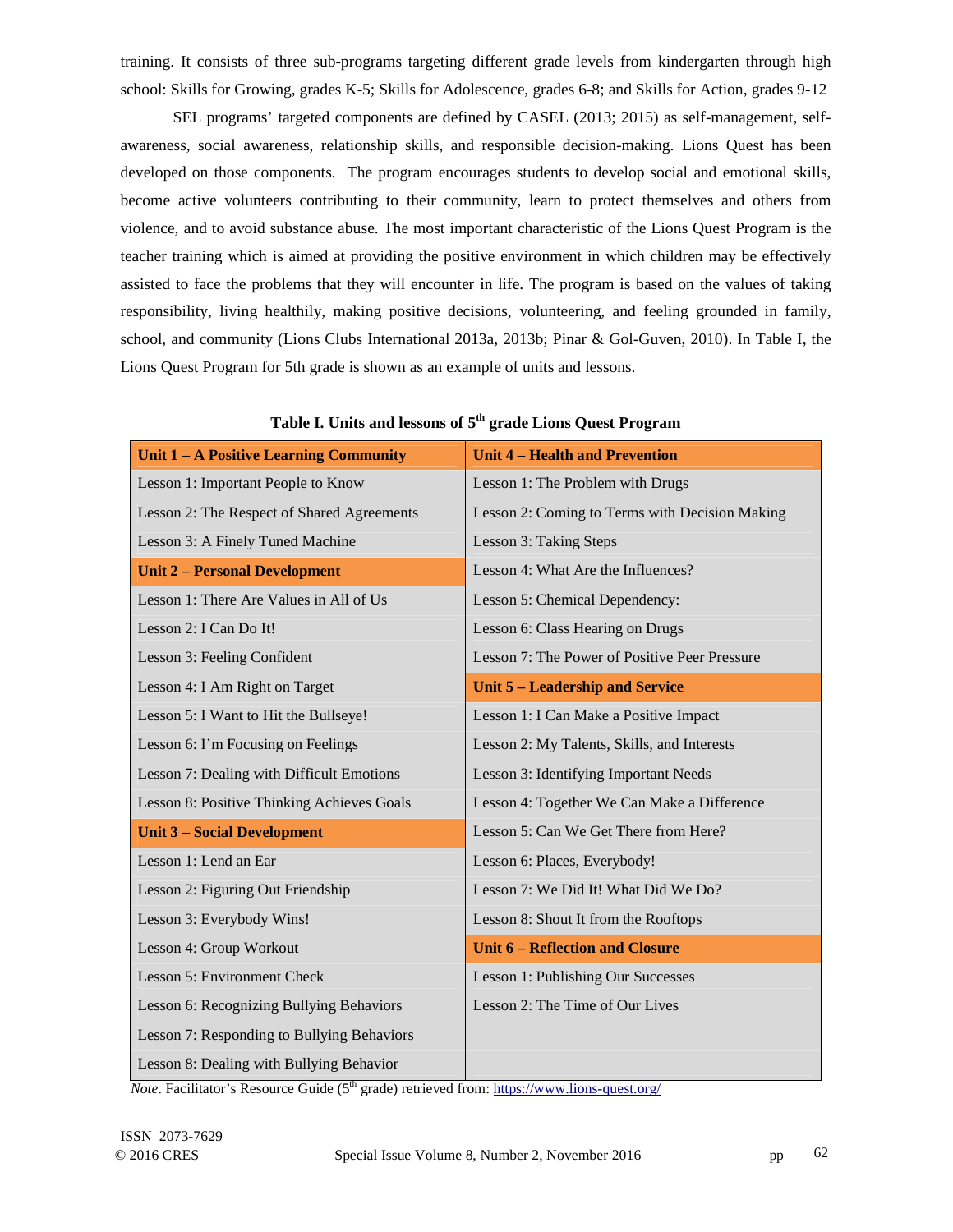training. It consists of three sub-programs targeting different grade levels from kindergarten through high school: Skills for Growing, grades K-5; Skills for Adolescence, grades 6-8; and Skills for Action, grades 9-12

SEL programs' targeted components are defined by CASEL (2013; 2015) as self-management, self-awareness, social awareness, relationship skills, and responsible decision-making. Lions Quest has been developed on those components. The program encourages students to develop social and emotional skills, become active volunteers contributing to their community, learn to protect themselves and others from violence, and to avoid substance abuse. The most important characteristic of the Lions Quest Program is the teacher training which is aimed at providing the positive environment in which children may be effectively assisted to face the problems that they will encounter in life. The program is based on the values of taking responsibility, living healthily, making positive decisions, volunteering, and feeling grounded in family, school, and community (Lions Clubs International 2013a, 2013b; Pinar & Gol-Guven, 2010). In Table I, the Lions Quest Program for 5th grade is shown as an example of units and lessons.

**Table I. Units and lessons of 5th grade Lions Quest Program**

| **Unit 1 – A Positive Learning Community** | **Unit 4 – Health and Prevention** |
|---|---|
| Lesson 1: Important People to Know | Lesson 1: The Problem with Drugs |
| Lesson 2: The Respect of Shared Agreements | Lesson 2: Coming to Terms with Decision Making |
| Lesson 3: A Finely Tuned Machine | Lesson 3: Taking Steps |
| **Unit 2 – Personal Development** | Lesson 4: What Are the Influences? |
| Lesson 1: There Are Values in All of Us | Lesson 5: Chemical Dependency: |
| Lesson 2: I Can Do It! | Lesson 6: Class Hearing on Drugs |
| Lesson 3: Feeling Confident | Lesson 7: The Power of Positive Peer Pressure |
| Lesson 4: I Am Right on Target | **Unit 5 – Leadership and Service** |
| Lesson 5: I Want to Hit the Bullseye! | Lesson 1: I Can Make a Positive Impact |
| Lesson 6: I'm Focusing on Feelings | Lesson 2: My Talents, Skills, and Interests |
| Lesson 7: Dealing with Difficult Emotions | Lesson 3: Identifying Important Needs |
| Lesson 8: Positive Thinking Achieves Goals | Lesson 4: Together We Can Make a Difference |
| **Unit 3 – Social Development** | Lesson 5: Can We Get There from Here? |
| Lesson 1: Lend an Ear | Lesson 6: Places, Everybody! |
| Lesson 2: Figuring Out Friendship | Lesson 7: We Did It! What Did We Do? |
| Lesson 3: Everybody Wins! | Lesson 8: Shout It from the Rooftops |
| Lesson 4: Group Workout | **Unit 6 – Reflection and Closure** |
| Lesson 5: Environment Check | Lesson 1: Publishing Our Successes |
| Lesson 6: Recognizing Bullying Behaviors | Lesson 2: The Time of Our Lives |
| Lesson 7: Responding to Bullying Behaviors | |
| Lesson 8: Dealing with Bullying Behavior | |

*Note*. Facilitator's Resource Guide (5th grade) retrieved from: https://www.lions-quest.org/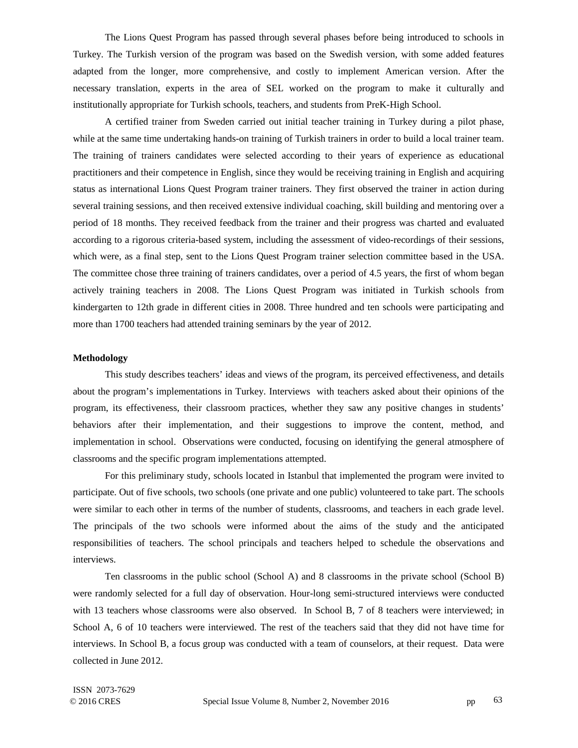The Lions Quest Program has passed through several phases before being introduced to schools in Turkey. The Turkish version of the program was based on the Swedish version, with some added features adapted from the longer, more comprehensive, and costly to implement American version. After the necessary translation, experts in the area of SEL worked on the program to make it culturally and institutionally appropriate for Turkish schools, teachers, and students from PreK-High School.

A certified trainer from Sweden carried out initial teacher training in Turkey during a pilot phase, while at the same time undertaking hands-on training of Turkish trainers in order to build a local trainer team. The training of trainers candidates were selected according to their years of experience as educational practitioners and their competence in English, since they would be receiving training in English and acquiring status as international Lions Quest Program trainer trainers. They first observed the trainer in action during several training sessions, and then received extensive individual coaching, skill building and mentoring over a period of 18 months. They received feedback from the trainer and their progress was charted and evaluated according to a rigorous criteria-based system, including the assessment of video-recordings of their sessions, which were, as a final step, sent to the Lions Quest Program trainer selection committee based in the USA. The committee chose three training of trainers candidates, over a period of 4.5 years, the first of whom began actively training teachers in 2008. The Lions Quest Program was initiated in Turkish schools from kindergarten to 12th grade in different cities in 2008. Three hundred and ten schools were participating and more than 1700 teachers had attended training seminars by the year of 2012.

**Methodology**

This study describes teachers' ideas and views of the program, its perceived effectiveness, and details about the program's implementations in Turkey. Interviews with teachers asked about their opinions of the program, its effectiveness, their classroom practices, whether they saw any positive changes in students' behaviors after their implementation, and their suggestions to improve the content, method, and implementation in school. Observations were conducted, focusing on identifying the general atmosphere of classrooms and the specific program implementations attempted.

For this preliminary study, schools located in Istanbul that implemented the program were invited to participate. Out of five schools, two schools (one private and one public) volunteered to take part. The schools were similar to each other in terms of the number of students, classrooms, and teachers in each grade level. The principals of the two schools were informed about the aims of the study and the anticipated responsibilities of teachers. The school principals and teachers helped to schedule the observations and interviews.

Ten classrooms in the public school (School A) and 8 classrooms in the private school (School B) were randomly selected for a full day of observation. Hour-long semi-structured interviews were conducted with 13 teachers whose classrooms were also observed. In School B, 7 of 8 teachers were interviewed; in School A, 6 of 10 teachers were interviewed. The rest of the teachers said that they did not have time for interviews. In School B, a focus group was conducted with a team of counselors, at their request. Data were collected in June 2012.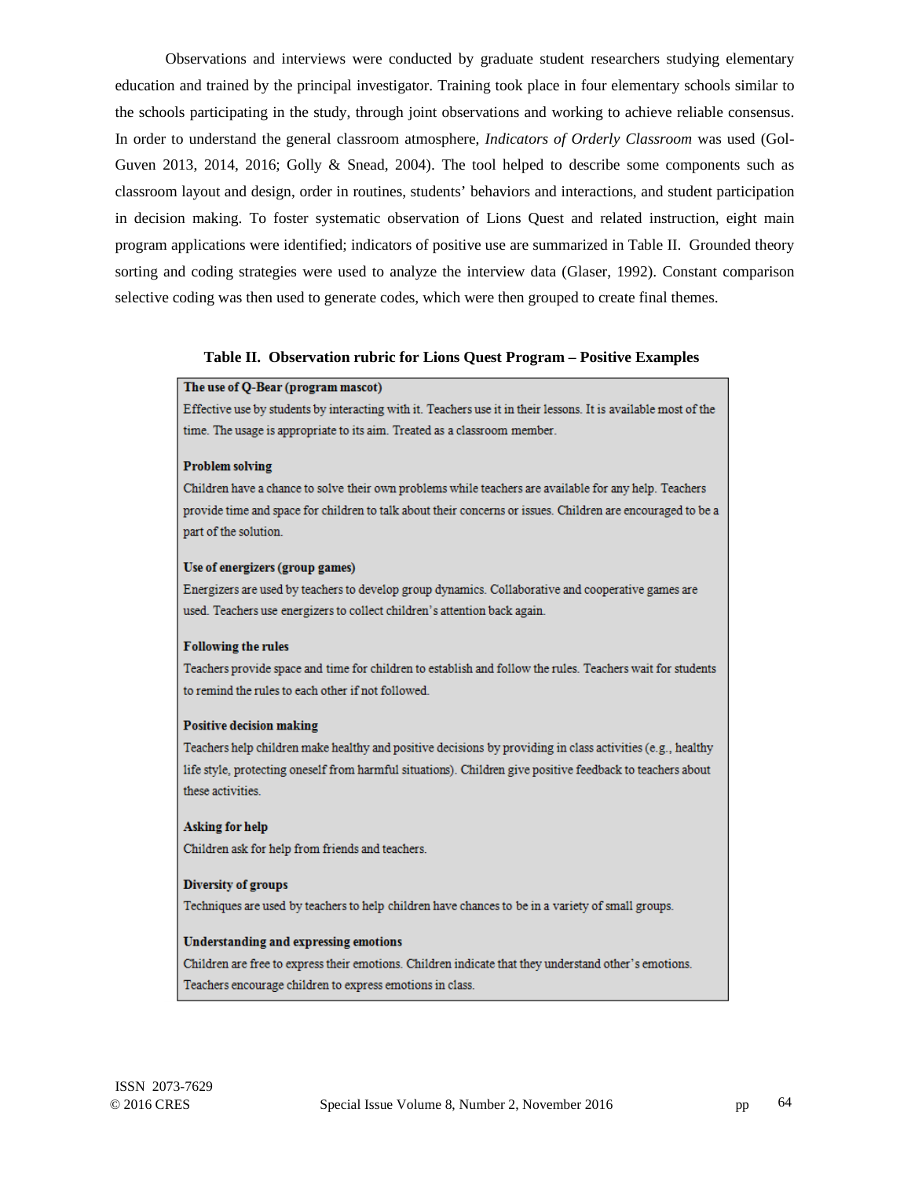Observations and interviews were conducted by graduate student researchers studying elementary education and trained by the principal investigator. Training took place in four elementary schools similar to the schools participating in the study, through joint observations and working to achieve reliable consensus. In order to understand the general classroom atmosphere, *Indicators of Orderly Classroom* was used (Gol-Guven 2013, 2014, 2016; Golly & Snead, 2004). The tool helped to describe some components such as classroom layout and design, order in routines, students' behaviors and interactions, and student participation in decision making. To foster systematic observation of Lions Quest and related instruction, eight main program applications were identified; indicators of positive use are summarized in Table II. Grounded theory sorting and coding strategies were used to analyze the interview data (Glaser, 1992). Constant comparison selective coding was then used to generate codes, which were then grouped to create final themes.

**Table II. Observation rubric for Lions Quest Program – Positive Examples**

**The use of Q-Bear (program mascot)**
Effective use by students by interacting with it. Teachers use it in their lessons. It is available most of the time. The usage is appropriate to its aim. Treated as a classroom member.

**Problem solving**
Children have a chance to solve their own problems while teachers are available for any help. Teachers provide time and space for children to talk about their concerns or issues. Children are encouraged to be a part of the solution.

**Use of energizers (group games)**
Energizers are used by teachers to develop group dynamics. Collaborative and cooperative games are used. Teachers use energizers to collect children's attention back again.

**Following the rules**
Teachers provide space and time for children to establish and follow the rules. Teachers wait for students to remind the rules to each other if not followed.

**Positive decision making**
Teachers help children make healthy and positive decisions by providing in class activities (e.g., healthy life style, protecting oneself from harmful situations). Children give positive feedback to teachers about these activities.

**Asking for help**
Children ask for help from friends and teachers.

**Diversity of groups**
Techniques are used by teachers to help children have chances to be in a variety of small groups.

**Understanding and expressing emotions**
Children are free to express their emotions. Children indicate that they understand other's emotions. Teachers encourage children to express emotions in class.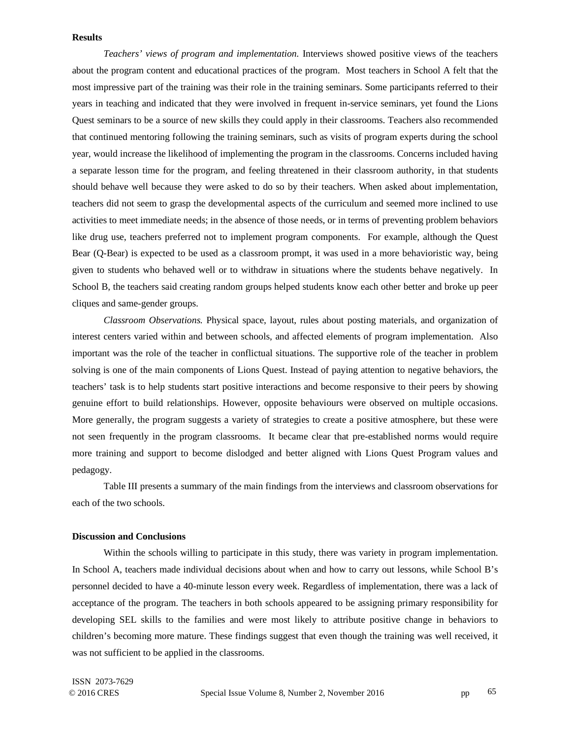**Results**

*Teachers' views of program and implementation.* Interviews showed positive views of the teachers about the program content and educational practices of the program. Most teachers in School A felt that the most impressive part of the training was their role in the training seminars. Some participants referred to their years in teaching and indicated that they were involved in frequent in-service seminars, yet found the Lions Quest seminars to be a source of new skills they could apply in their classrooms. Teachers also recommended that continued mentoring following the training seminars, such as visits of program experts during the school year, would increase the likelihood of implementing the program in the classrooms. Concerns included having a separate lesson time for the program, and feeling threatened in their classroom authority, in that students should behave well because they were asked to do so by their teachers. When asked about implementation, teachers did not seem to grasp the developmental aspects of the curriculum and seemed more inclined to use activities to meet immediate needs; in the absence of those needs, or in terms of preventing problem behaviors like drug use, teachers preferred not to implement program components. For example, although the Quest Bear (Q-Bear) is expected to be used as a classroom prompt, it was used in a more behavioristic way, being given to students who behaved well or to withdraw in situations where the students behave negatively. In School B, the teachers said creating random groups helped students know each other better and broke up peer cliques and same-gender groups.

*Classroom Observations.* Physical space, layout, rules about posting materials, and organization of interest centers varied within and between schools, and affected elements of program implementation. Also important was the role of the teacher in conflictual situations. The supportive role of the teacher in problem solving is one of the main components of Lions Quest. Instead of paying attention to negative behaviors, the teachers' task is to help students start positive interactions and become responsive to their peers by showing genuine effort to build relationships. However, opposite behaviours were observed on multiple occasions. More generally, the program suggests a variety of strategies to create a positive atmosphere, but these were not seen frequently in the program classrooms. It became clear that pre-established norms would require more training and support to become dislodged and better aligned with Lions Quest Program values and pedagogy.

Table III presents a summary of the main findings from the interviews and classroom observations for each of the two schools.

**Discussion and Conclusions**

Within the schools willing to participate in this study, there was variety in program implementation. In School A, teachers made individual decisions about when and how to carry out lessons, while School B's personnel decided to have a 40-minute lesson every week. Regardless of implementation, there was a lack of acceptance of the program. The teachers in both schools appeared to be assigning primary responsibility for developing SEL skills to the families and were most likely to attribute positive change in behaviors to children's becoming more mature. These findings suggest that even though the training was well received, it was not sufficient to be applied in the classrooms.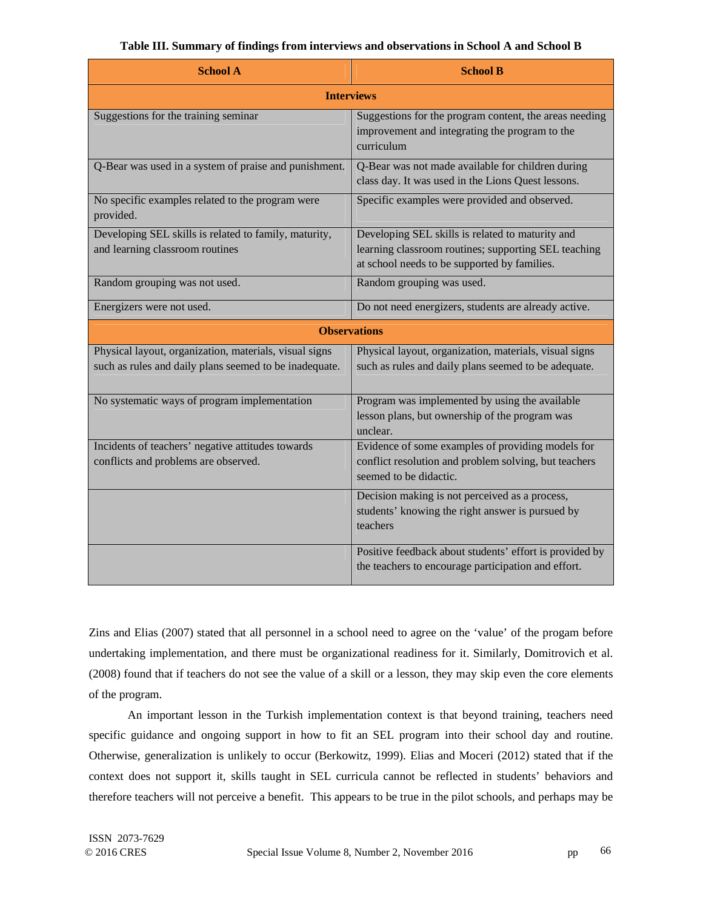**Table III. Summary of findings from interviews and observations in School A and School B**

| School A | School B |
|---|---|
| **Interviews** | |
| Suggestions for the training seminar | Suggestions for the program content, the areas needing improvement and integrating the program to the curriculum |
| Q-Bear was used in a system of praise and punishment. | Q-Bear was not made available for children during class day. It was used in the Lions Quest lessons. |
| No specific examples related to the program were provided. | Specific examples were provided and observed. |
| Developing SEL skills is related to family, maturity, and learning classroom routines | Developing SEL skills is related to maturity and learning classroom routines; supporting SEL teaching at school needs to be supported by families. |
| Random grouping was not used. | Random grouping was used. |
| Energizers were not used. | Do not need energizers, students are already active. |
| **Observations** | |
| Physical layout, organization, materials, visual signs such as rules and daily plans seemed to be inadequate. | Physical layout, organization, materials, visual signs such as rules and daily plans seemed to be adequate. |
| No systematic ways of program implementation | Program was implemented by using the available lesson plans, but ownership of the program was unclear. |
| Incidents of teachers' negative attitudes towards conflicts and problems are observed. | Evidence of some examples of providing models for conflict resolution and problem solving, but teachers seemed to be didactic. |
| | Decision making is not perceived as a process, students' knowing the right answer is pursued by teachers |
| | Positive feedback about students' effort is provided by the teachers to encourage participation and effort. |

Zins and Elias (2007) stated that all personnel in a school need to agree on the 'value' of the progam before undertaking implementation, and there must be organizational readiness for it. Similarly, Domitrovich et al. (2008) found that if teachers do not see the value of a skill or a lesson, they may skip even the core elements of the program.

An important lesson in the Turkish implementation context is that beyond training, teachers need specific guidance and ongoing support in how to fit an SEL program into their school day and routine. Otherwise, generalization is unlikely to occur (Berkowitz, 1999). Elias and Moceri (2012) stated that if the context does not support it, skills taught in SEL curricula cannot be reflected in students' behaviors and therefore teachers will not perceive a benefit. This appears to be true in the pilot schools, and perhaps may be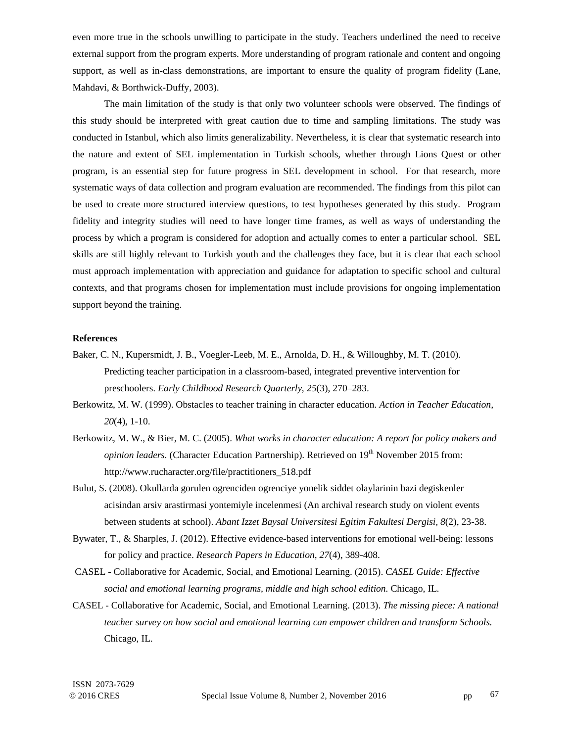even more true in the schools unwilling to participate in the study. Teachers underlined the need to receive external support from the program experts. More understanding of program rationale and content and ongoing support, as well as in-class demonstrations, are important to ensure the quality of program fidelity (Lane, Mahdavi, & Borthwick-Duffy, 2003).

The main limitation of the study is that only two volunteer schools were observed. The findings of this study should be interpreted with great caution due to time and sampling limitations. The study was conducted in Istanbul, which also limits generalizability. Nevertheless, it is clear that systematic research into the nature and extent of SEL implementation in Turkish schools, whether through Lions Quest or other program, is an essential step for future progress in SEL development in school. For that research, more systematic ways of data collection and program evaluation are recommended. The findings from this pilot can be used to create more structured interview questions, to test hypotheses generated by this study. Program fidelity and integrity studies will need to have longer time frames, as well as ways of understanding the process by which a program is considered for adoption and actually comes to enter a particular school. SEL skills are still highly relevant to Turkish youth and the challenges they face, but it is clear that each school must approach implementation with appreciation and guidance for adaptation to specific school and cultural contexts, and that programs chosen for implementation must include provisions for ongoing implementation support beyond the training.

**References**

Baker, C. N., Kupersmidt, J. B., Voegler-Leeb, M. E., Arnolda, D. H., & Willoughby, M. T. (2010). Predicting teacher participation in a classroom-based, integrated preventive intervention for preschoolers. *Early Childhood Research Quarterly, 25*(3), 270–283.

Berkowitz, M. W. (1999). Obstacles to teacher training in character education. *Action in Teacher Education, 20*(4), 1-10.

Berkowitz, M. W., & Bier, M. C. (2005). *What works in character education: A report for policy makers and opinion leaders.* (Character Education Partnership). Retrieved on 19th November 2015 from: http://www.rucharacter.org/file/practitioners_518.pdf

Bulut, S. (2008). Okullarda gorulen ogrenciden ogrenciye yonelik siddet olaylarinin bazi degiskenler acisindan arsiv arastirmasi yontemiyle incelenmesi (An archival research study on violent events between students at school). *Abant Izzet Baysal Universitesi Egitim Fakultesi Dergisi, 8*(2), 23-38.

Bywater, T., & Sharples, J. (2012). Effective evidence-based interventions for emotional well-being: lessons for policy and practice. *Research Papers in Education, 27*(4), 389-408.

CASEL - Collaborative for Academic, Social, and Emotional Learning. (2015). *CASEL Guide: Effective social and emotional learning programs, middle and high school edition.* Chicago, IL.

CASEL - Collaborative for Academic, Social, and Emotional Learning. (2013). *The missing piece: A national teacher survey on how social and emotional learning can empower children and transform Schools.* Chicago, IL.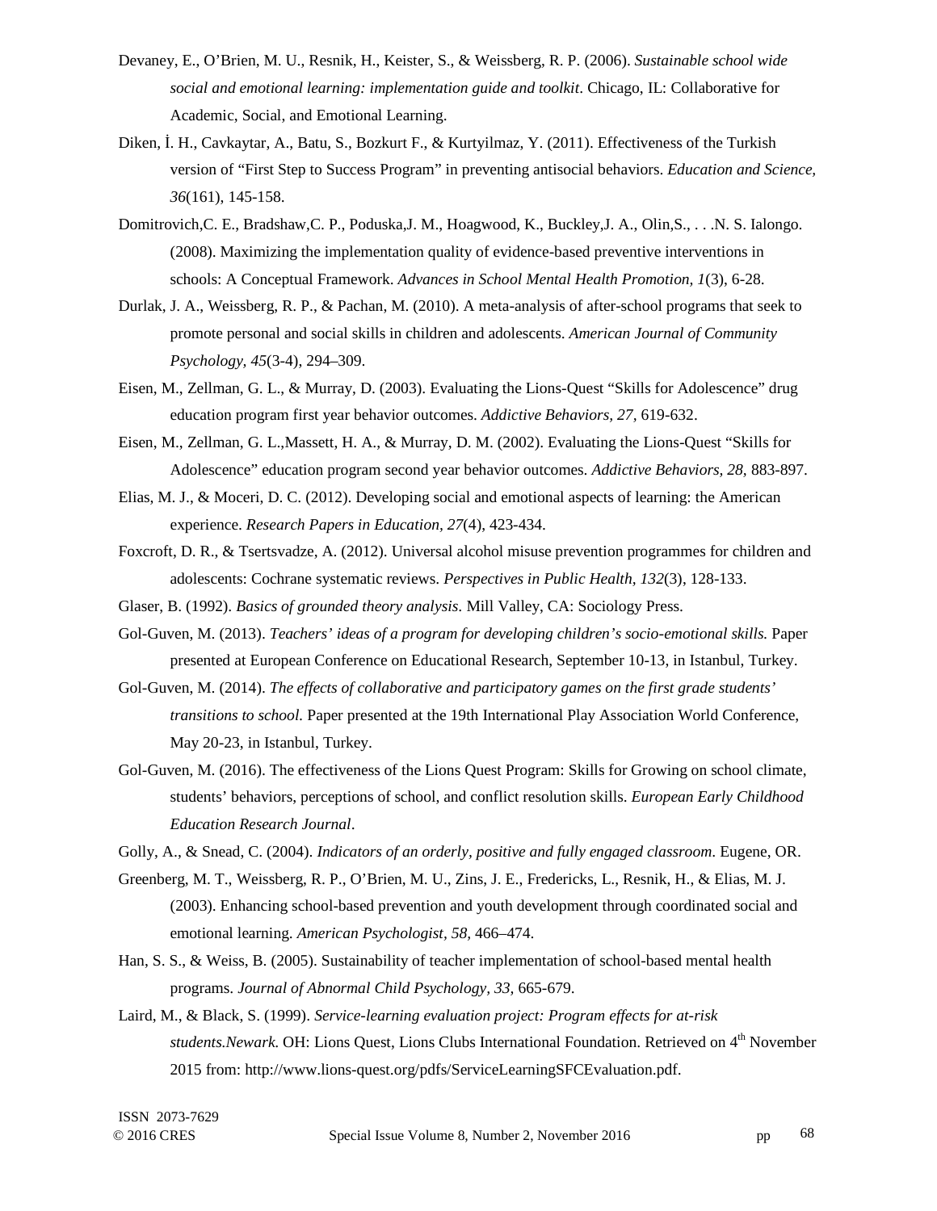Devaney, E., O'Brien, M. U., Resnik, H., Keister, S., & Weissberg, R. P. (2006). *Sustainable school wide social and emotional learning: implementation guide and toolkit*. Chicago, IL: Collaborative for Academic, Social, and Emotional Learning.

Diken, İ. H., Cavkaytar, A., Batu, S., Bozkurt F., & Kurtyilmaz, Y. (2011). Effectiveness of the Turkish version of "First Step to Success Program" in preventing antisocial behaviors. *Education and Science, 36*(161), 145-158.

Domitrovich,C. E., Bradshaw,C. P., Poduska,J. M., Hoagwood, K., Buckley,J. A., Olin,S., . . .N. S. Ialongo. (2008). Maximizing the implementation quality of evidence-based preventive interventions in schools: A Conceptual Framework. *Advances in School Mental Health Promotion, 1*(3), 6-28.

Durlak, J. A., Weissberg, R. P., & Pachan, M. (2010). A meta-analysis of after-school programs that seek to promote personal and social skills in children and adolescents. *American Journal of Community Psychology, 45*(3-4), 294–309.

Eisen, M., Zellman, G. L., & Murray, D. (2003). Evaluating the Lions-Quest "Skills for Adolescence" drug education program first year behavior outcomes. *Addictive Behaviors, 27*, 619-632.

Eisen, M., Zellman, G. L.,Massett, H. A., & Murray, D. M. (2002). Evaluating the Lions-Quest "Skills for Adolescence" education program second year behavior outcomes. *Addictive Behaviors, 28*, 883-897.

Elias, M. J., & Moceri, D. C. (2012). Developing social and emotional aspects of learning: the American experience. *Research Papers in Education, 27*(4), 423-434.

Foxcroft, D. R., & Tsertsvadze, A. (2012). Universal alcohol misuse prevention programmes for children and adolescents: Cochrane systematic reviews. *Perspectives in Public Health, 132*(3), 128-133.

Glaser, B. (1992). *Basics of grounded theory analysis*. Mill Valley, CA: Sociology Press.

Gol-Guven, M. (2013). *Teachers' ideas of a program for developing children's socio-emotional skills.* Paper presented at European Conference on Educational Research, September 10-13, in Istanbul, Turkey.

Gol-Guven, M. (2014). *The effects of collaborative and participatory games on the first grade students' transitions to school.* Paper presented at the 19th International Play Association World Conference, May 20-23, in Istanbul, Turkey.

Gol-Guven, M. (2016). The effectiveness of the Lions Quest Program: Skills for Growing on school climate, students' behaviors, perceptions of school, and conflict resolution skills. *European Early Childhood Education Research Journal*.

Golly, A., & Snead, C. (2004). *Indicators of an orderly, positive and fully engaged classroom*. Eugene, OR.

Greenberg, M. T., Weissberg, R. P., O'Brien, M. U., Zins, J. E., Fredericks, L., Resnik, H., & Elias, M. J. (2003). Enhancing school-based prevention and youth development through coordinated social and emotional learning. *American Psychologist, 58*, 466–474.

Han, S. S., & Weiss, B. (2005). Sustainability of teacher implementation of school-based mental health programs. *Journal of Abnormal Child Psychology, 33*, 665-679.

Laird, M., & Black, S. (1999). *Service-learning evaluation project: Program effects for at-risk students.Newark.* OH: Lions Quest, Lions Clubs International Foundation. Retrieved on 4th November 2015 from: http://www.lions-quest.org/pdfs/ServiceLearningSFCEvaluation.pdf.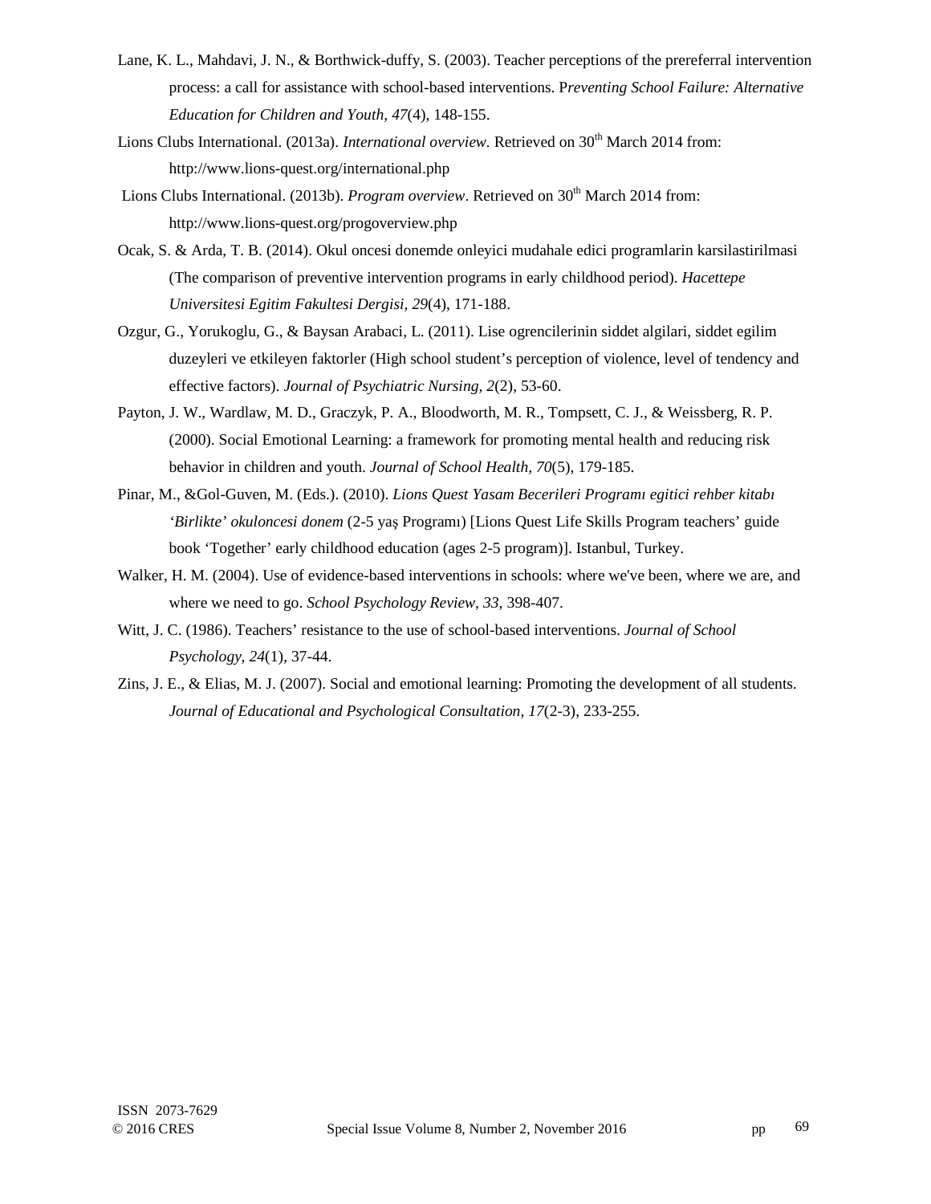Lane, K. L., Mahdavi, J. N., & Borthwick-duffy, S. (2003). Teacher perceptions of the prereferral intervention process: a call for assistance with school-based interventions. P*reventing School Failure: Alternative Education for Children and Youth, 47*(4), 148-155.

Lions Clubs International. (2013a). *International overview.* Retrieved on 30th March 2014 from: http://www.lions-quest.org/international.php

Lions Clubs International. (2013b). *Program overview*. Retrieved on 30th March 2014 from: http://www.lions-quest.org/progoverview.php

Ocak, S. & Arda, T. B. (2014). Okul oncesi donemde onleyici mudahale edici programlarin karsilastirilmasi (The comparison of preventive intervention programs in early childhood period). *Hacettepe Universitesi Egitim Fakultesi Dergisi, 29*(4), 171-188.

Ozgur, G., Yorukoglu, G., & Baysan Arabaci, L. (2011). Lise ogrencilerinin siddet algilari, siddet egilim duzeyleri ve etkileyen faktorler (High school student's perception of violence, level of tendency and effective factors). *Journal of Psychiatric Nursing, 2*(2), 53-60.

Payton, J. W., Wardlaw, M. D., Graczyk, P. A., Bloodworth, M. R., Tompsett, C. J., & Weissberg, R. P. (2000). Social Emotional Learning: a framework for promoting mental health and reducing risk behavior in children and youth. *Journal of School Health, 70*(5), 179-185.

Pinar, M., &Gol-Guven, M. (Eds.). (2010). *Lions Quest Yasam Becerileri Programı egitici rehber kitabı 'Birlikte' okuloncesi donem* (2-5 yaş Programı) [Lions Quest Life Skills Program teachers' guide book 'Together' early childhood education (ages 2-5 program)]. Istanbul, Turkey.

Walker, H. M. (2004). Use of evidence-based interventions in schools: where we've been, where we are, and where we need to go. *School Psychology Review, 33,* 398-407.

Witt, J. C. (1986). Teachers' resistance to the use of school-based interventions. *Journal of School Psychology, 24*(1), 37-44.

Zins, J. E., & Elias, M. J. (2007). Social and emotional learning: Promoting the development of all students. *Journal of Educational and Psychological Consultation, 17*(2-3), 233-255.